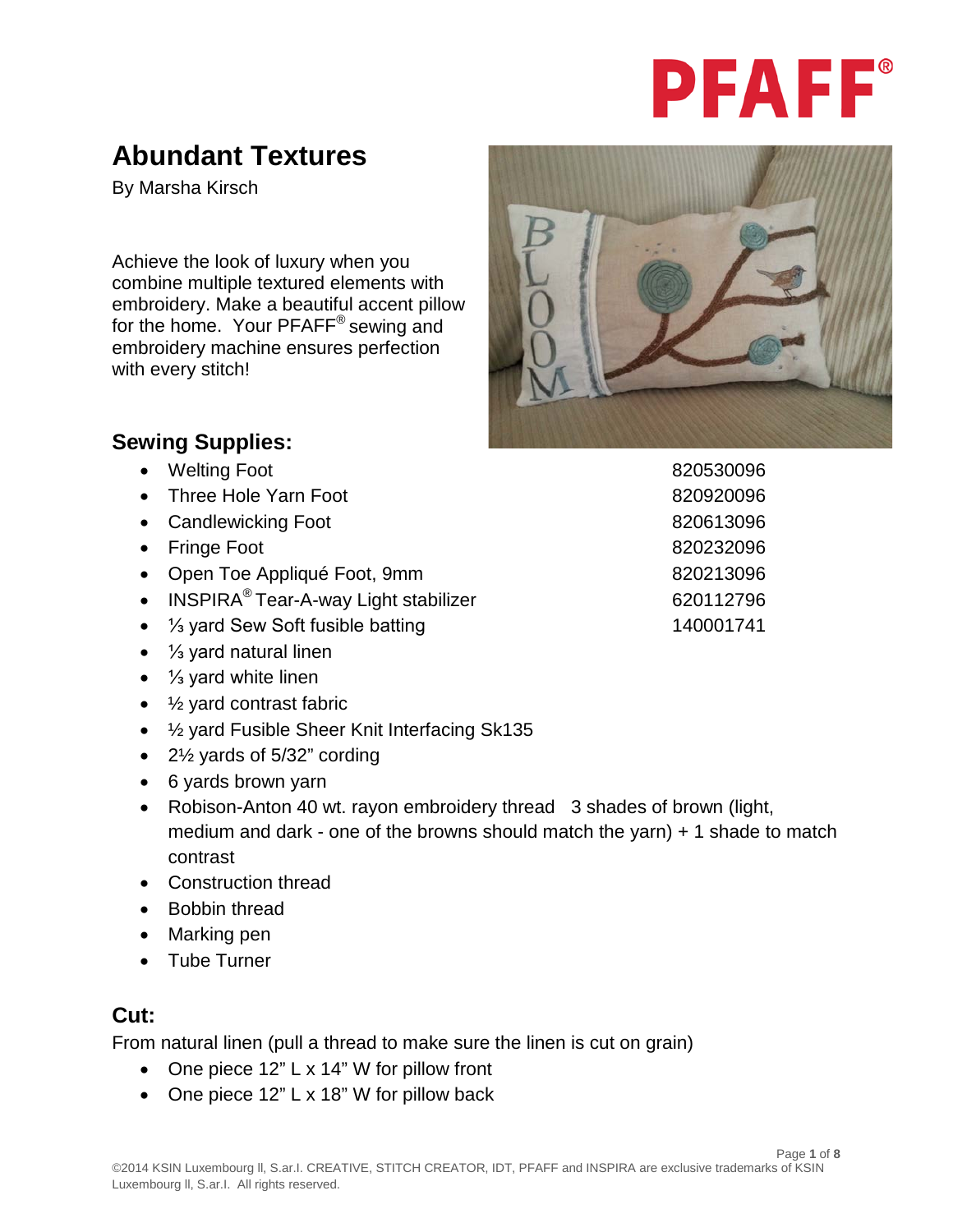PFAFF®

# Abundant Textures

By Marsha Kirsch

Achieve the look of luxury when you combine multiple textured elements with embroidery. Make a beautiful accent pillow for the home. Your PFAFF® sewing and embroidery machine ensures perfection with every stitch!

## Sewing Supplies:

- Welting Foot 820530096
- Three Hole Yarn Foot 820920096
- Candlewicking Foot 820613096
- Fringe Foot 820232096
- Open Toe Appliqué Foot, 9mm 820213096
- INSPIRA® Tear-A-way Light stabilizer 620112796
- ⅓ yard Sew Soft fusible batting 140001741
- ⅓ yard natural linen
- ⅓ yard white linen
- ½ yard contrast fabric
- ½ yard Fusible Sheer Knit Interfacing Sk135
- 2½ yards of 5/32" cording
- 6 yards brown yarn
- Robison-Anton 40 wt. rayon embroidery thread 3 shades of brown (light, medium and dark - one of the browns should match the yarn) + 1 shade to match contrast
- Construction thread
- Bobbin thread
- Marking pen
- Tube Turner

## Cut:

From natural linen (pull a thread to make sure the linen is cut on grain)

- One piece 12" L x 14" W for pillow front
- One piece 12" L x 18" W for pillow back

©2014 KSIN Luxembourg ll, S.ar.l. CREATIVE, STITCH CREATOR, IDT, PFAFF and INSPIRA are exclusive trademarks of KSIN Luxembourg ll, S.ar.l. All rights reserved.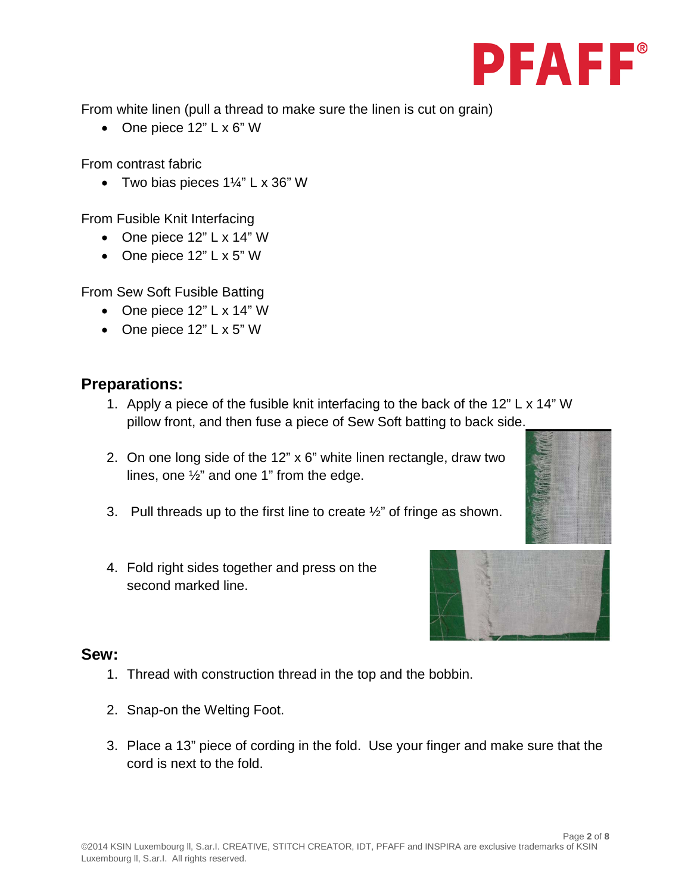From white linen (pull a thread to make sure the linen is cut on grain)

- One piece 12" L x 6" W

From contrast fabric

- Two bias pieces 1¼" L x 36" W

From Fusible Knit Interfacing

- One piece 12" L x 14" W
- One piece 12" L x 5" W

From Sew Soft Fusible Batting

- One piece 12" L x 14" W
- One piece 12" L x 5" W

## Preparations:

1. Apply a piece of the fusible knit interfacing to the back of the 12" L x 14" W pillow front, and then fuse a piece of Sew Soft batting to back side.
2. On one long side of the 12" x 6" white linen rectangle, draw two lines, one ½" and one 1" from the edge.
3. Pull threads up to the first line to create ½" of fringe as shown.
4. Fold right sides together and press on the second marked line.

## Sew:

1. Thread with construction thread in the top and the bobbin.
2. Snap-on the Welting Foot.
3. Place a 13" piece of cording in the fold. Use your finger and make sure that the cord is next to the fold.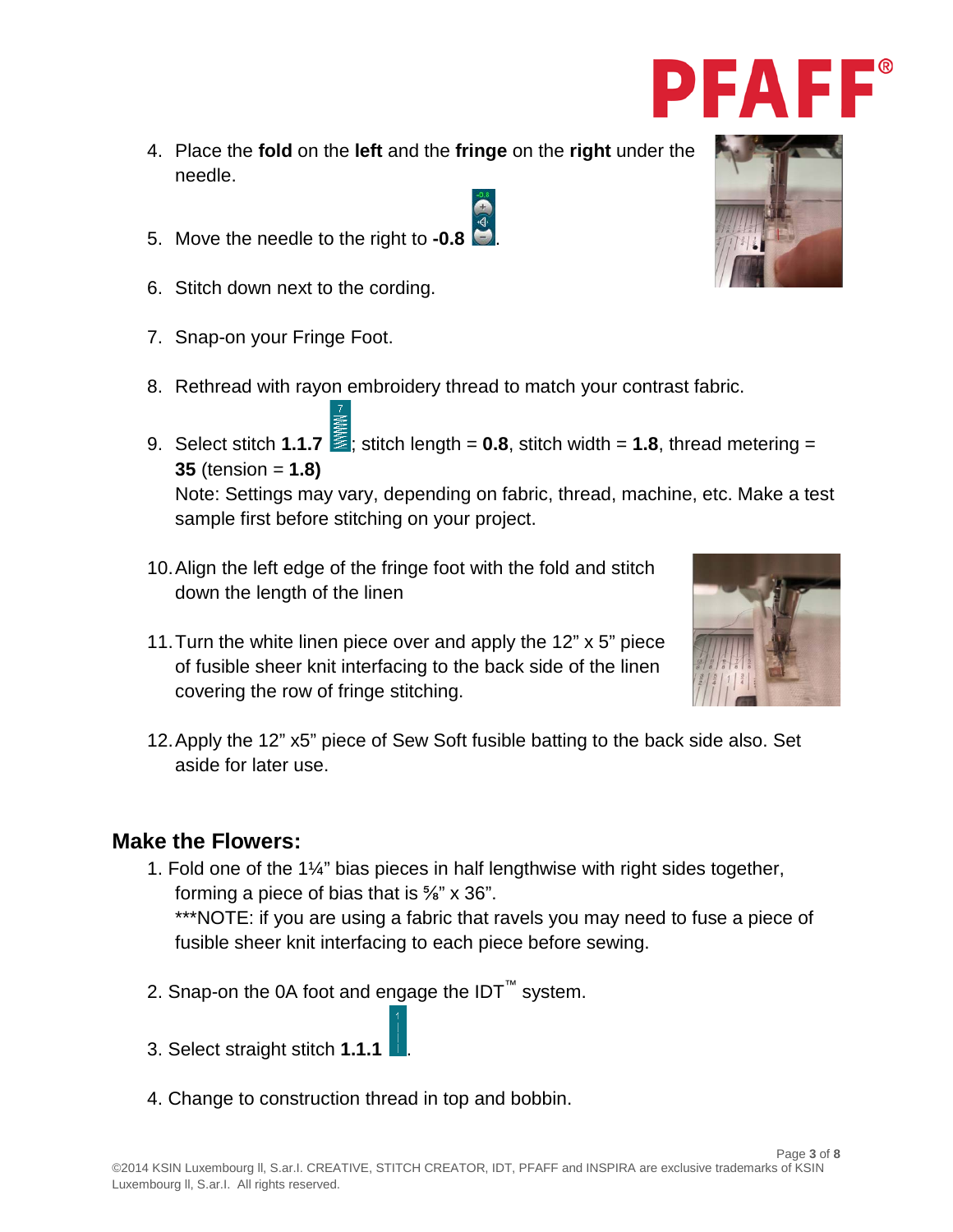4. Place the **fold** on the **left** and the **fringe** on the **right** under the needle.

5. Move the needle to the right to **-0.8**.

6. Stitch down next to the cording.

7. Snap-on your Fringe Foot.

8. Rethread with rayon embroidery thread to match your contrast fabric.

9. Select stitch **1.1.7**; stitch length = **0.8**, stitch width = **1.8**, thread metering = **35** (tension = **1.8)**
   Note: Settings may vary, depending on fabric, thread, machine, etc. Make a test sample first before stitching on your project.

10. Align the left edge of the fringe foot with the fold and stitch down the length of the linen

11. Turn the white linen piece over and apply the 12" x 5" piece of fusible sheer knit interfacing to the back side of the linen covering the row of fringe stitching.

12. Apply the 12" x5" piece of Sew Soft fusible batting to the back side also. Set aside for later use.

## Make the Flowers:

1. Fold one of the 1¼" bias pieces in half lengthwise with right sides together, forming a piece of bias that is ⅝" x 36".
   ***NOTE: if you are using a fabric that ravels you may need to fuse a piece of fusible sheer knit interfacing to each piece before sewing.

2. Snap-on the 0A foot and engage the IDT™ system.

3. Select straight stitch **1.1.1**.

4. Change to construction thread in top and bobbin.

©2014 KSIN Luxembourg II, S.ar.I. CREATIVE, STITCH CREATOR, IDT, PFAFF and INSPIRA are exclusive trademarks of KSIN Luxembourg II, S.ar.I. All rights reserved.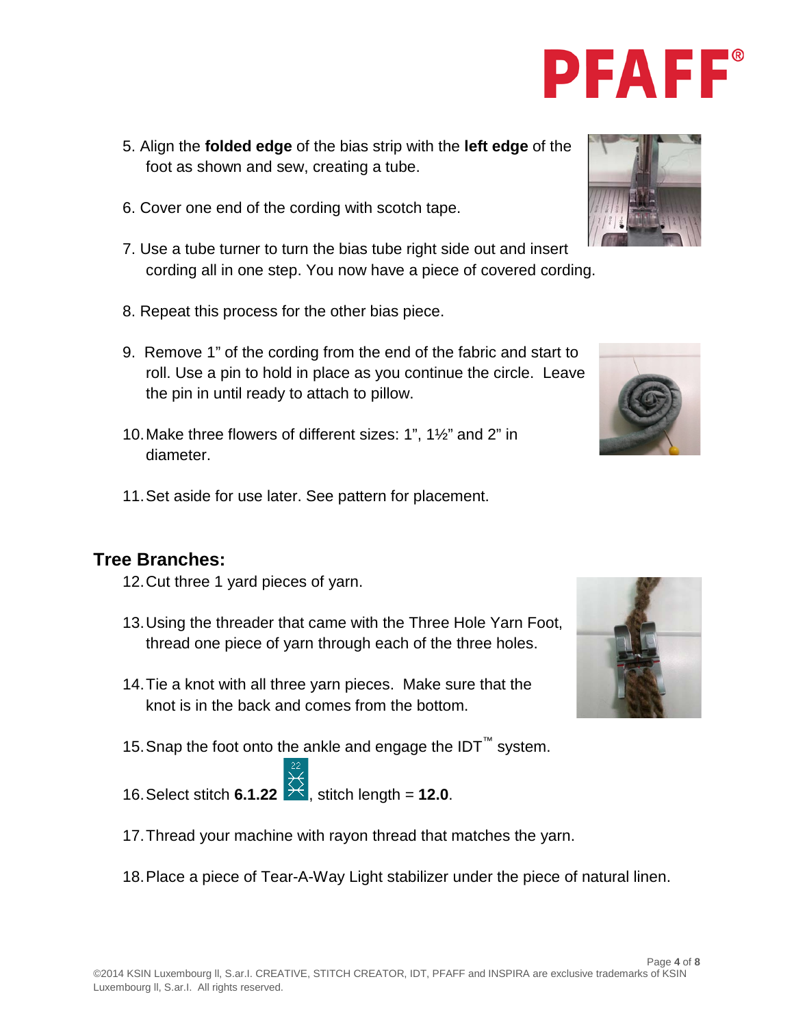5. Align the **folded edge** of the bias strip with the **left edge** of the foot as shown and sew, creating a tube.

6. Cover one end of the cording with scotch tape.

7. Use a tube turner to turn the bias tube right side out and insert cording all in one step. You now have a piece of covered cording.

8. Repeat this process for the other bias piece.

9. Remove 1" of the cording from the end of the fabric and start to roll. Use a pin to hold in place as you continue the circle. Leave the pin in until ready to attach to pillow.

10. Make three flowers of different sizes: 1", 1½" and 2" in diameter.

11. Set aside for use later. See pattern for placement.

## Tree Branches:

12. Cut three 1 yard pieces of yarn.

13. Using the threader that came with the Three Hole Yarn Foot, thread one piece of yarn through each of the three holes.

14. Tie a knot with all three yarn pieces. Make sure that the knot is in the back and comes from the bottom.

15. Snap the foot onto the ankle and engage the IDT™ system.

16. Select stitch **6.1.22**, stitch length = **12.0**.

17. Thread your machine with rayon thread that matches the yarn.

18. Place a piece of Tear-A-Way Light stabilizer under the piece of natural linen.

©2014 KSIN Luxembourg II, S.ar.l. CREATIVE, STITCH CREATOR, IDT, PFAFF and INSPIRA are exclusive trademarks of KSIN Luxembourg II, S.ar.l. All rights reserved.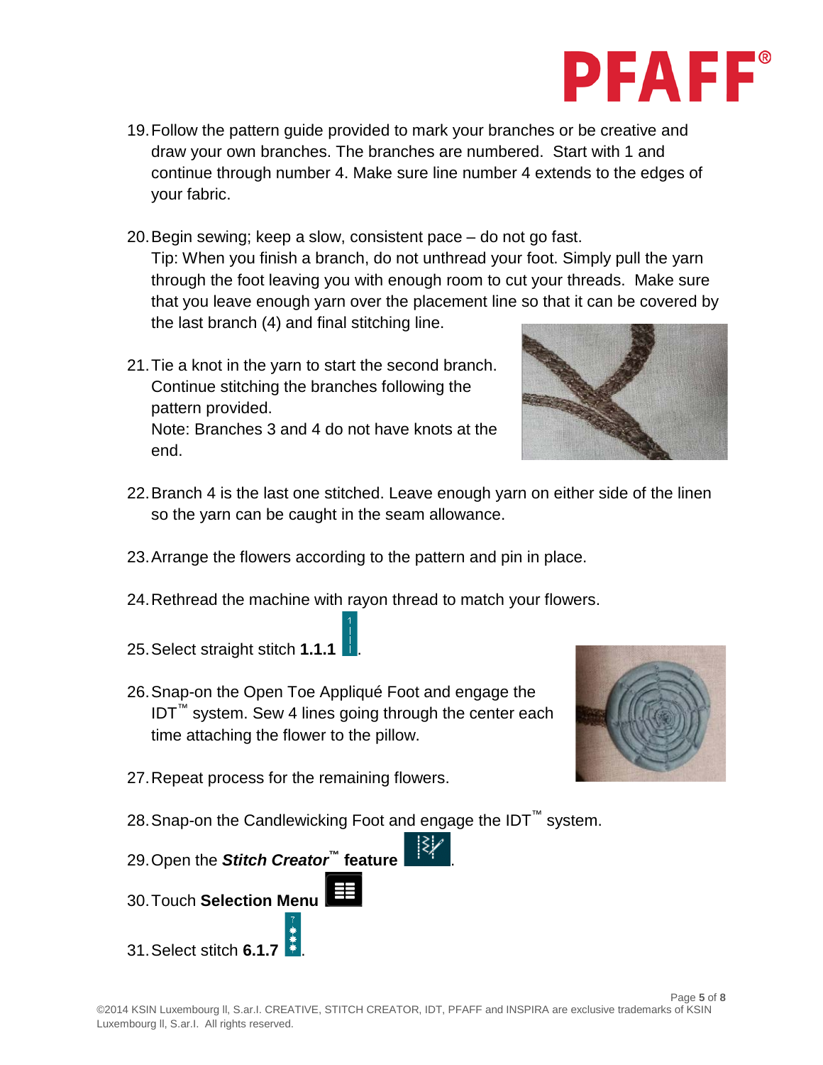19. Follow the pattern guide provided to mark your branches or be creative and draw your own branches. The branches are numbered. Start with 1 and continue through number 4. Make sure line number 4 extends to the edges of your fabric.

20. Begin sewing; keep a slow, consistent pace – do not go fast.
    Tip: When you finish a branch, do not unthread your foot. Simply pull the yarn through the foot leaving you with enough room to cut your threads. Make sure that you leave enough yarn over the placement line so that it can be covered by the last branch (4) and final stitching line.

21. Tie a knot in the yarn to start the second branch. Continue stitching the branches following the pattern provided.
    Note: Branches 3 and 4 do not have knots at the end.

22. Branch 4 is the last one stitched. Leave enough yarn on either side of the linen so the yarn can be caught in the seam allowance.

23. Arrange the flowers according to the pattern and pin in place.

24. Rethread the machine with rayon thread to match your flowers.

25. Select straight stitch **1.1.1** .

26. Snap-on the Open Toe Appliqué Foot and engage the IDT™ system. Sew 4 lines going through the center each time attaching the flower to the pillow.

27. Repeat process for the remaining flowers.

28. Snap-on the Candlewicking Foot and engage the IDT™ system.

29. Open the ***Stitch Creator*™ feature** .

30. Touch **Selection Menu**

31. Select stitch **6.1.7** .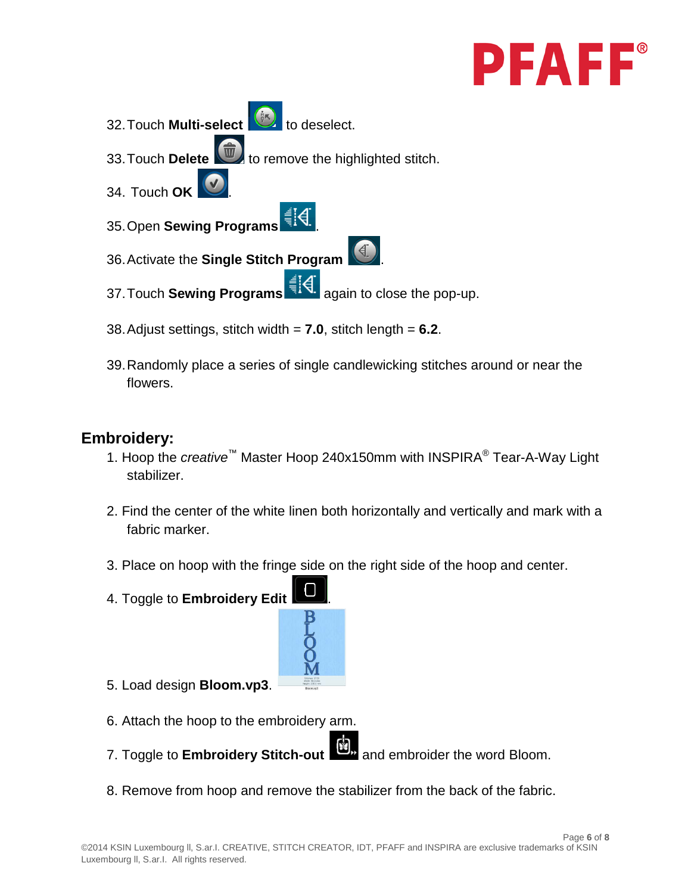32. Touch **Multi-select** to deselect.

33. Touch **Delete** to remove the highlighted stitch.

34. Touch **OK**.

35. Open **Sewing Programs**.

36. Activate the **Single Stitch Program**.

37. Touch **Sewing Programs** again to close the pop-up.

38. Adjust settings, stitch width = **7.0**, stitch length = **6.2**.

39. Randomly place a series of single candlewicking stitches around or near the flowers.

## Embroidery:

1. Hoop the *creative*™ Master Hoop 240x150mm with INSPIRA® Tear-A-Way Light stabilizer.

2. Find the center of the white linen both horizontally and vertically and mark with a fabric marker.

3. Place on hoop with the fringe side on the right side of the hoop and center.

4. Toggle to **Embroidery Edit**.

5. Load design **Bloom.vp3**.

6. Attach the hoop to the embroidery arm.

7. Toggle to **Embroidery Stitch-out** and embroider the word Bloom.

8. Remove from hoop and remove the stabilizer from the back of the fabric.

©2014 KSIN Luxembourg ll, S.ar.l. CREATIVE, STITCH CREATOR, IDT, PFAFF and INSPIRA are exclusive trademarks of KSIN Luxembourg ll, S.ar.l. All rights reserved.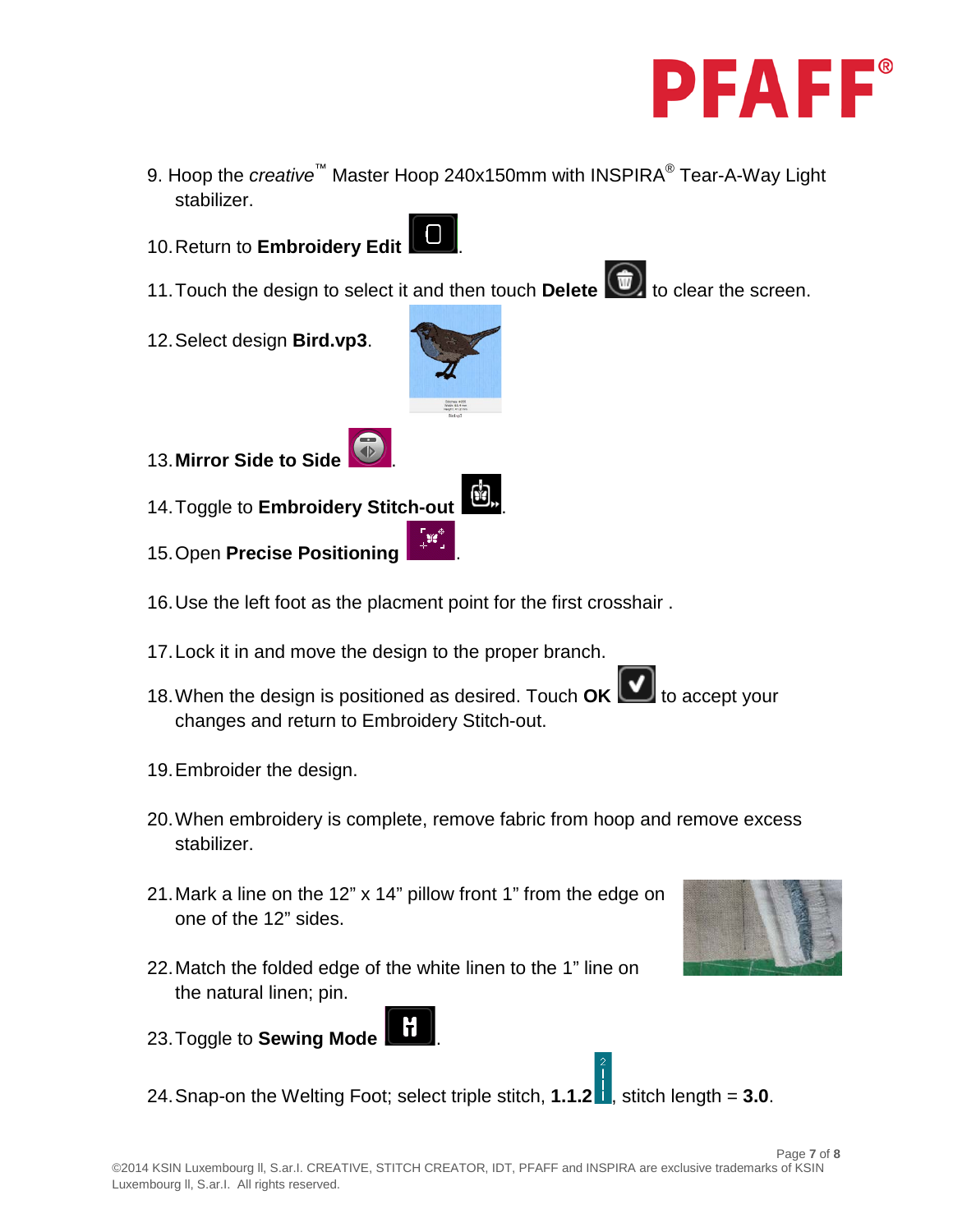9. Hoop the *creative*™ Master Hoop 240x150mm with INSPIRA® Tear-A-Way Light stabilizer.

10. Return to **Embroidery Edit** .

11. Touch the design to select it and then touch **Delete** to clear the screen.

12. Select design **Bird.vp3**.

13. **Mirror Side to Side** .

14. Toggle to **Embroidery Stitch-out** .

15. Open **Precise Positioning** .

16. Use the left foot as the placment point for the first crosshair .

17. Lock it in and move the design to the proper branch.

18. When the design is positioned as desired. Touch **OK** to accept your changes and return to Embroidery Stitch-out.

19. Embroider the design.

20. When embroidery is complete, remove fabric from hoop and remove excess stabilizer.

21. Mark a line on the 12" x 14" pillow front 1" from the edge on one of the 12" sides.

22. Match the folded edge of the white linen to the 1" line on the natural linen; pin.

23. Toggle to **Sewing Mode** .

24. Snap-on the Welting Foot; select triple stitch, **1.1.2**, stitch length = **3.0**.

©2014 KSIN Luxembourg II, S.ar.I. CREATIVE, STITCH CREATOR, IDT, PFAFF and INSPIRA are exclusive trademarks of KSIN Luxembourg II, S.ar.I. All rights reserved.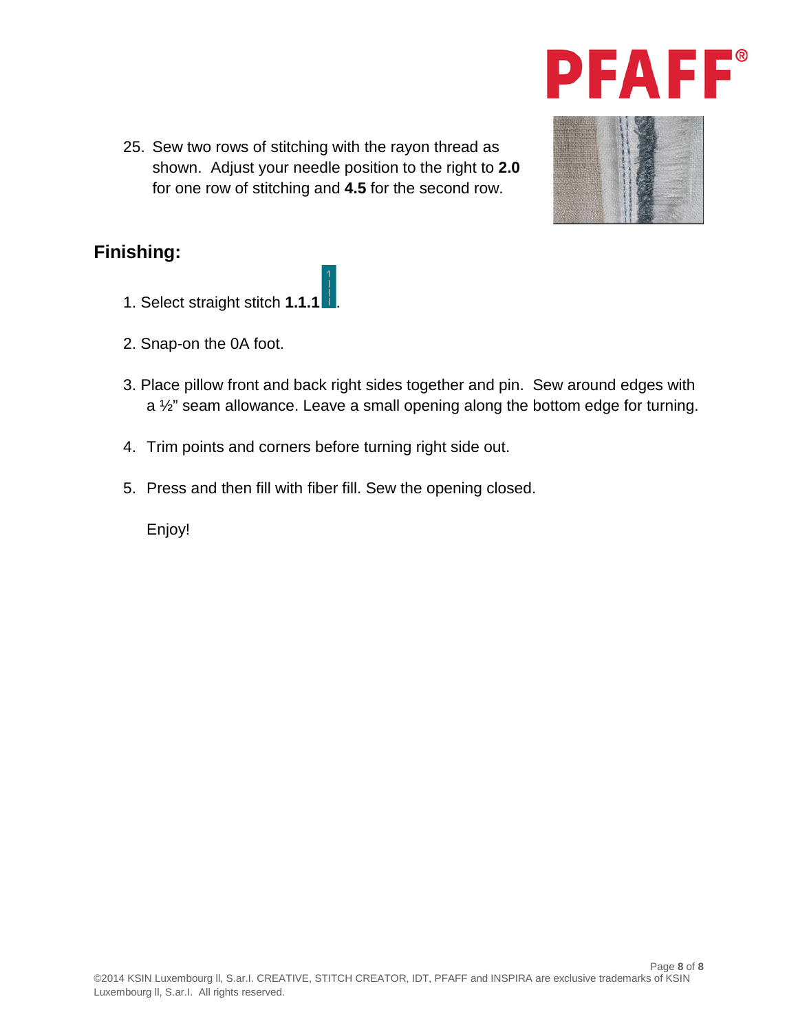25. Sew two rows of stitching with the rayon thread as shown. Adjust your needle position to the right to **2.0** for one row of stitching and **4.5** for the second row.

## Finishing:

1. Select straight stitch **1.1.1**.
2. Snap-on the 0A foot.
3. Place pillow front and back right sides together and pin. Sew around edges with a ½" seam allowance. Leave a small opening along the bottom edge for turning.
4. Trim points and corners before turning right side out.
5. Press and then fill with fiber fill. Sew the opening closed.

Enjoy!

©2014 KSIN Luxembourg ll, S.ar.l. CREATIVE, STITCH CREATOR, IDT, PFAFF and INSPIRA are exclusive trademarks of KSIN Luxembourg ll, S.ar.l. All rights reserved.